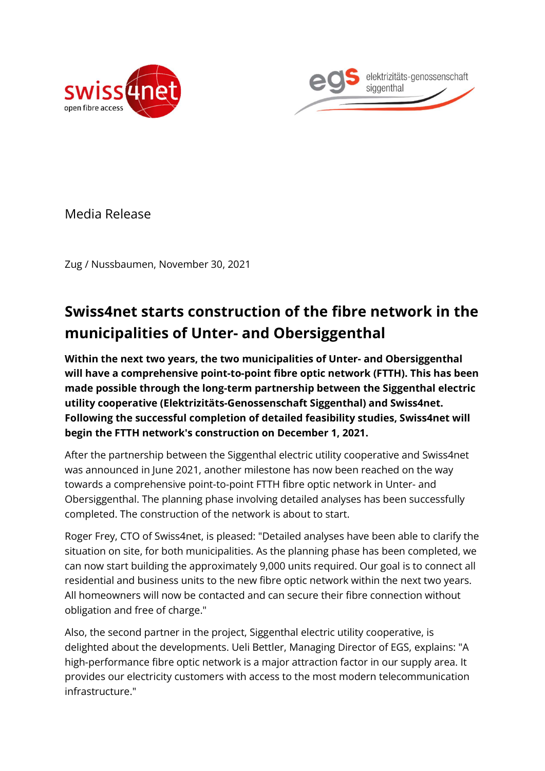Media Release

Zug / Nussbaumen, November 30, 2021

# Swiss4net starts construction of the fibre network in the municipalities of Unter- and Obersiggenthal

**Within the next two years, the two municipalities of Unter- and Obersiggenthal will have a comprehensive point-to-point fibre optic network (FTTH). This has been made possible through the long-term partnership between the Siggenthal electric utility cooperative (Elektrizitäts-Genossenschaft Siggenthal) and Swiss4net. Following the successful completion of detailed feasibility studies, Swiss4net will begin the FTTH network's construction on December 1, 2021.**

After the partnership between the Siggenthal electric utility cooperative and Swiss4net was announced in June 2021, another milestone has now been reached on the way towards a comprehensive point-to-point FTTH fibre optic network in Unter- and Obersiggenthal. The planning phase involving detailed analyses has been successfully completed. The construction of the network is about to start.

Roger Frey, CTO of Swiss4net, is pleased: "Detailed analyses have been able to clarify the situation on site, for both municipalities. As the planning phase has been completed, we can now start building the approximately 9,000 units required. Our goal is to connect all residential and business units to the new fibre optic network within the next two years. All homeowners will now be contacted and can secure their fibre connection without obligation and free of charge."

Also, the second partner in the project, Siggenthal electric utility cooperative, is delighted about the developments. Ueli Bettler, Managing Director of EGS, explains: "A high-performance fibre optic network is a major attraction factor in our supply area. It provides our electricity customers with access to the most modern telecommunication infrastructure."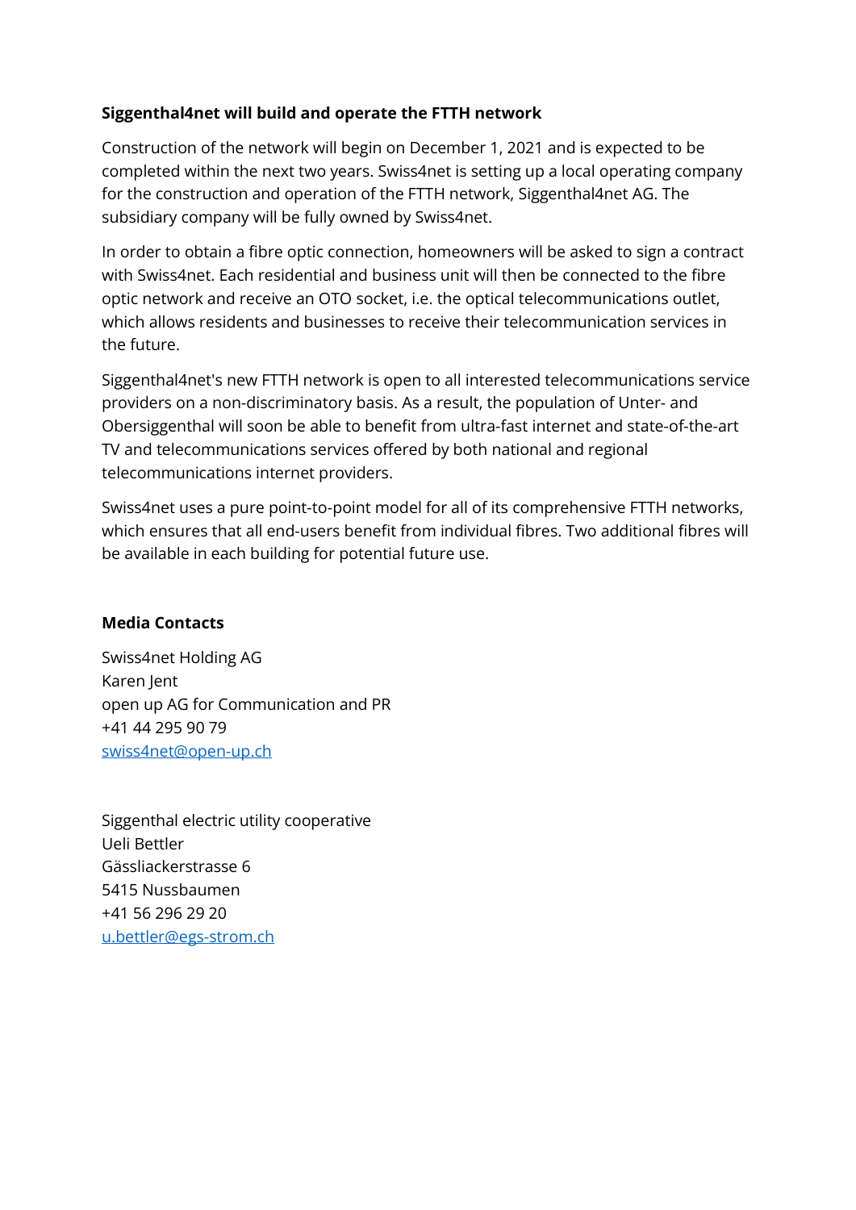**Siggenthal4net will build and operate the FTTH network**

Construction of the network will begin on December 1, 2021 and is expected to be completed within the next two years. Swiss4net is setting up a local operating company for the construction and operation of the FTTH network, Siggenthal4net AG. The subsidiary company will be fully owned by Swiss4net.

In order to obtain a fibre optic connection, homeowners will be asked to sign a contract with Swiss4net. Each residential and business unit will then be connected to the fibre optic network and receive an OTO socket, i.e. the optical telecommunications outlet, which allows residents and businesses to receive their telecommunication services in the future.

Siggenthal4net's new FTTH network is open to all interested telecommunications service providers on a non-discriminatory basis. As a result, the population of Unter- and Obersiggenthal will soon be able to benefit from ultra-fast internet and state-of-the-art TV and telecommunications services offered by both national and regional telecommunications internet providers.

Swiss4net uses a pure point-to-point model for all of its comprehensive FTTH networks, which ensures that all end-users benefit from individual fibres. Two additional fibres will be available in each building for potential future use.

**Media Contacts**

Swiss4net Holding AG
Karen Jent
open up AG for Communication and PR
+41 44 295 90 79
swiss4net@open-up.ch

Siggenthal electric utility cooperative
Ueli Bettler
Gässliackerstrasse 6
5415 Nussbaumen
+41 56 296 29 20
u.bettler@egs-strom.ch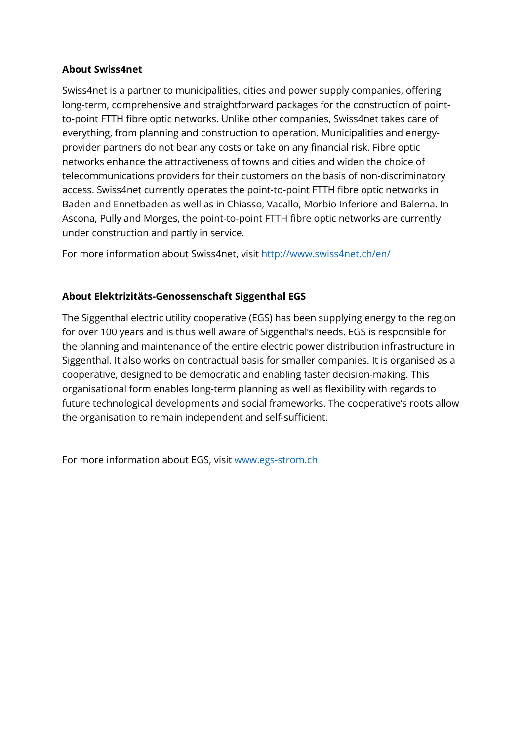**About Swiss4net**

Swiss4net is a partner to municipalities, cities and power supply companies, offering long-term, comprehensive and straightforward packages for the construction of point-to-point FTTH fibre optic networks. Unlike other companies, Swiss4net takes care of everything, from planning and construction to operation. Municipalities and energy-provider partners do not bear any costs or take on any financial risk. Fibre optic networks enhance the attractiveness of towns and cities and widen the choice of telecommunications providers for their customers on the basis of non-discriminatory access. Swiss4net currently operates the point-to-point FTTH fibre optic networks in Baden and Ennetbaden as well as in Chiasso, Vacallo, Morbio Inferiore and Balerna. In Ascona, Pully and Morges, the point-to-point FTTH fibre optic networks are currently under construction and partly in service.

For more information about Swiss4net, visit [http://www.swiss4net.ch/en/](http://www.swiss4net.ch/en/)

**About Elektrizitäts-Genossenschaft Siggenthal EGS**

The Siggenthal electric utility cooperative (EGS) has been supplying energy to the region for over 100 years and is thus well aware of Siggenthal's needs. EGS is responsible for the planning and maintenance of the entire electric power distribution infrastructure in Siggenthal. It also works on contractual basis for smaller companies. It is organised as a cooperative, designed to be democratic and enabling faster decision-making. This organisational form enables long-term planning as well as flexibility with regards to future technological developments and social frameworks. The cooperative's roots allow the organisation to remain independent and self-sufficient.

For more information about EGS, visit [www.egs-strom.ch](www.egs-strom.ch)